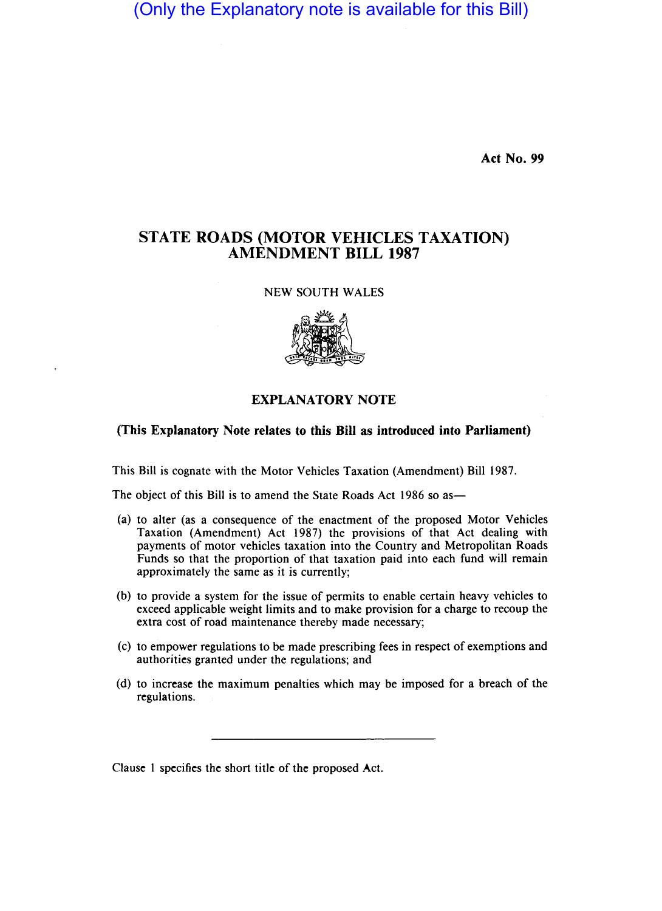(Only the Explanatory note is available for this Bill)

**Act No. 99**

# STATE ROADS (MOTOR VEHICLES TAXATION) AMENDMENT BILL 1987

NEW SOUTH WALES

## EXPLANATORY NOTE

**(This Explanatory Note relates to this Bill as introduced into Parliament)**

This Bill is cognate with the Motor Vehicles Taxation (Amendment) Bill 1987.

The object of this Bill is to amend the State Roads Act 1986 so as—

(a) to alter (as a consequence of the enactment of the proposed Motor Vehicles Taxation (Amendment) Act 1987) the provisions of that Act dealing with payments of motor vehicles taxation into the Country and Metropolitan Roads Funds so that the proportion of that taxation paid into each fund will remain approximately the same as it is currently;

(b) to provide a system for the issue of permits to enable certain heavy vehicles to exceed applicable weight limits and to make provision for a charge to recoup the extra cost of road maintenance thereby made necessary;

(c) to empower regulations to be made prescribing fees in respect of exemptions and authorities granted under the regulations; and

(d) to increase the maximum penalties which may be imposed for a breach of the regulations.

---

Clause 1 specifies the short title of the proposed Act.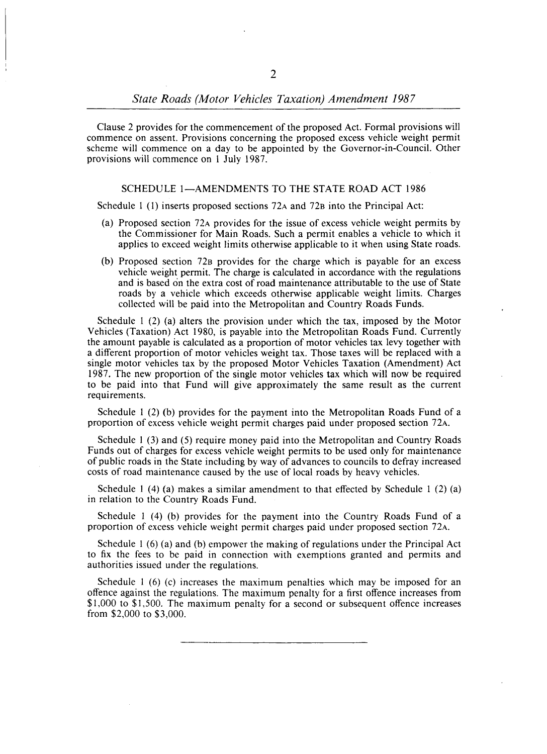Clause 2 provides for the commencement of the proposed Act. Formal provisions will commence on assent. Provisions concerning the proposed excess vehicle weight permit scheme will commence on a day to be appointed by the Governor-in-Council. Other provisions will commence on 1 July 1987.

## SCHEDULE 1—AMENDMENTS TO THE STATE ROAD ACT 1986

Schedule 1 (1) inserts proposed sections 72A and 72B into the Principal Act:

(a) Proposed section 72A provides for the issue of excess vehicle weight permits by the Commissioner for Main Roads. Such a permit enables a vehicle to which it applies to exceed weight limits otherwise applicable to it when using State roads.

(b) Proposed section 72B provides for the charge which is payable for an excess vehicle weight permit. The charge is calculated in accordance with the regulations and is based on the extra cost of road maintenance attributable to the use of State roads by a vehicle which exceeds otherwise applicable weight limits. Charges collected will be paid into the Metropolitan and Country Roads Funds.

Schedule 1 (2) (a) alters the provision under which the tax, imposed by the Motor Vehicles (Taxation) Act 1980, is payable into the Metropolitan Roads Fund. Currently the amount payable is calculated as a proportion of motor vehicles tax levy together with a different proportion of motor vehicles weight tax. Those taxes will be replaced with a single motor vehicles tax by the proposed Motor Vehicles Taxation (Amendment) Act 1987. The new proportion of the single motor vehicles tax which will now be required to be paid into that Fund will give approximately the same result as the current requirements.

Schedule 1 (2) (b) provides for the payment into the Metropolitan Roads Fund of a proportion of excess vehicle weight permit charges paid under proposed section 72A.

Schedule 1 (3) and (5) require money paid into the Metropolitan and Country Roads Funds out of charges for excess vehicle weight permits to be used only for maintenance of public roads in the State including by way of advances to councils to defray increased costs of road maintenance caused by the use of local roads by heavy vehicles.

Schedule 1 (4) (a) makes a similar amendment to that effected by Schedule 1 (2) (a) in relation to the Country Roads Fund.

Schedule 1 (4) (b) provides for the payment into the Country Roads Fund of a proportion of excess vehicle weight permit charges paid under proposed section 72A.

Schedule 1 (6) (a) and (b) empower the making of regulations under the Principal Act to fix the fees to be paid in connection with exemptions granted and permits and authorities issued under the regulations.

Schedule 1 (6) (c) increases the maximum penalties which may be imposed for an offence against the regulations. The maximum penalty for a first offence increases from $1,000 to $1,500. The maximum penalty for a second or subsequent offence increases from $2,000 to $3,000.